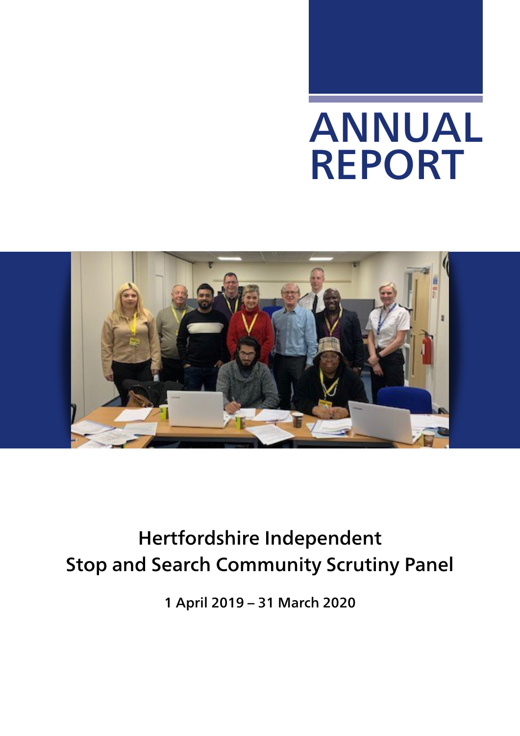# ANNUAL REPORT

## Hertfordshire Independent Stop and Search Community Scrutiny Panel

**1 April 2019 – 31 March 2020**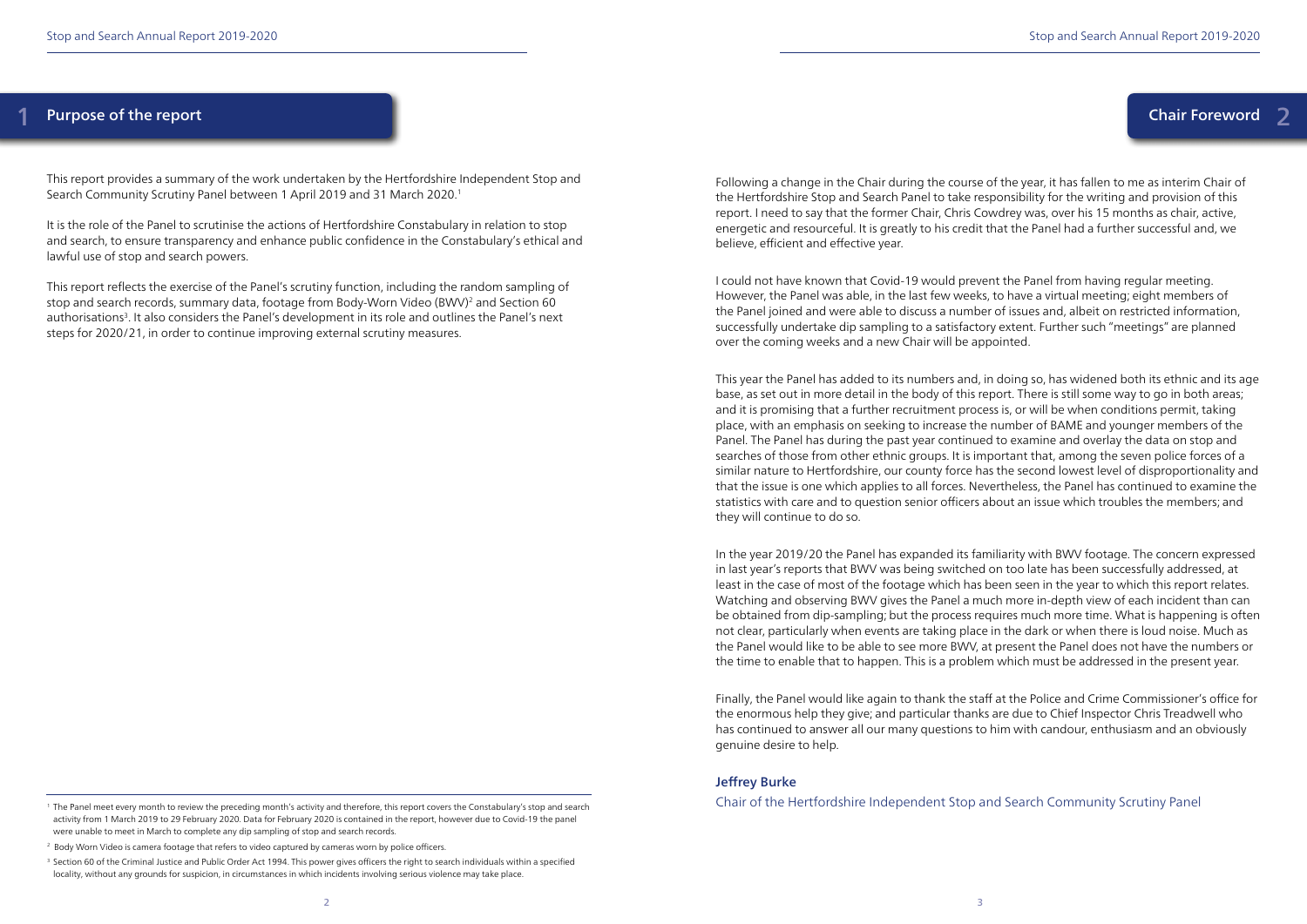## 1 Purpose of the report

This report provides a summary of the work undertaken by the Hertfordshire Independent Stop and Search Community Scrutiny Panel between 1 April 2019 and 31 March 2020.[1]

It is the role of the Panel to scrutinise the actions of Hertfordshire Constabulary in relation to stop and search, to ensure transparency and enhance public confidence in the Constabulary's ethical and lawful use of stop and search powers.

This report reflects the exercise of the Panel's scrutiny function, including the random sampling of stop and search records, summary data, footage from Body-Worn Video (BWV)[2] and Section 60 authorisations[3]. It also considers the Panel's development in its role and outlines the Panel's next steps for 2020/21, in order to continue improving external scrutiny measures.

[1] The Panel meet every month to review the preceding month's activity and therefore, this report covers the Constabulary's stop and search activity from 1 March 2019 to 29 February 2020. Data for February 2020 is contained in the report, however due to Covid-19 the panel were unable to meet in March to complete any dip sampling of stop and search records.

[2] Body Worn Video is camera footage that refers to video captured by cameras worn by police officers.

[3] Section 60 of the Criminal Justice and Public Order Act 1994. This power gives officers the right to search individuals within a specified locality, without any grounds for suspicion, in circumstances in which incidents involving serious violence may take place.

## 2 Chair Foreword

Following a change in the Chair during the course of the year, it has fallen to me as interim Chair of the Hertfordshire Stop and Search Panel to take responsibility for the writing and provision of this report. I need to say that the former Chair, Chris Cowdrey was, over his 15 months as chair, active, energetic and resourceful. It is greatly to his credit that the Panel had a further successful and, we believe, efficient and effective year.

I could not have known that Covid-19 would prevent the Panel from having regular meeting. However, the Panel was able, in the last few weeks, to have a virtual meeting; eight members of the Panel joined and were able to discuss a number of issues and, albeit on restricted information, successfully undertake dip sampling to a satisfactory extent. Further such "meetings" are planned over the coming weeks and a new Chair will be appointed.

This year the Panel has added to its numbers and, in doing so, has widened both its ethnic and its age base, as set out in more detail in the body of this report. There is still some way to go in both areas; and it is promising that a further recruitment process is, or will be when conditions permit, taking place, with an emphasis on seeking to increase the number of BAME and younger members of the Panel. The Panel has during the past year continued to examine and overlay the data on stop and searches of those from other ethnic groups. It is important that, among the seven police forces of a similar nature to Hertfordshire, our county force has the second lowest level of disproportionality and that the issue is one which applies to all forces. Nevertheless, the Panel has continued to examine the statistics with care and to question senior officers about an issue which troubles the members; and they will continue to do so.

In the year 2019/20 the Panel has expanded its familiarity with BWV footage. The concern expressed in last year's reports that BWV was being switched on too late has been successfully addressed, at least in the case of most of the footage which has been seen in the year to which this report relates. Watching and observing BWV gives the Panel a much more in-depth view of each incident than can be obtained from dip-sampling; but the process requires much more time. What is happening is often not clear, particularly when events are taking place in the dark or when there is loud noise. Much as the Panel would like to be able to see more BWV, at present the Panel does not have the numbers or the time to enable that to happen. This is a problem which must be addressed in the present year.

Finally, the Panel would like again to thank the staff at the Police and Crime Commissioner's office for the enormous help they give; and particular thanks are due to Chief Inspector Chris Treadwell who has continued to answer all our many questions to him with candour, enthusiasm and an obviously genuine desire to help.

**Jeffrey Burke**

Chair of the Hertfordshire Independent Stop and Search Community Scrutiny Panel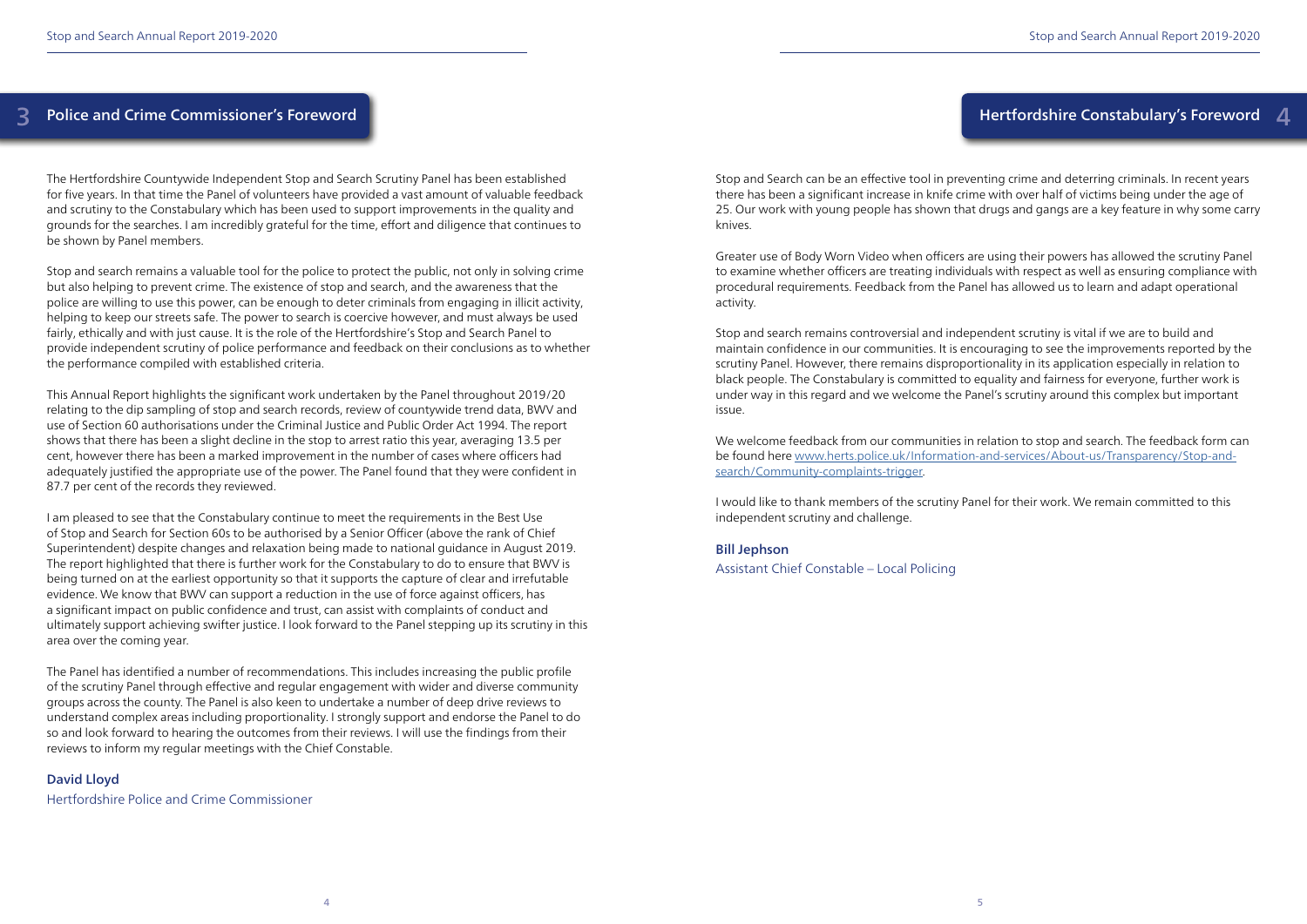## 3 Police and Crime Commissioner's Foreword

The Hertfordshire Countywide Independent Stop and Search Scrutiny Panel has been established for five years. In that time the Panel of volunteers have provided a vast amount of valuable feedback and scrutiny to the Constabulary which has been used to support improvements in the quality and grounds for the searches. I am incredibly grateful for the time, effort and diligence that continues to be shown by Panel members.

Stop and search remains a valuable tool for the police to protect the public, not only in solving crime but also helping to prevent crime. The existence of stop and search, and the awareness that the police are willing to use this power, can be enough to deter criminals from engaging in illicit activity, helping to keep our streets safe. The power to search is coercive however, and must always be used fairly, ethically and with just cause. It is the role of the Hertfordshire's Stop and Search Panel to provide independent scrutiny of police performance and feedback on their conclusions as to whether the performance compiled with established criteria.

This Annual Report highlights the significant work undertaken by the Panel throughout 2019/20 relating to the dip sampling of stop and search records, review of countywide trend data, BWV and use of Section 60 authorisations under the Criminal Justice and Public Order Act 1994. The report shows that there has been a slight decline in the stop to arrest ratio this year, averaging 13.5 per cent, however there has been a marked improvement in the number of cases where officers had adequately justified the appropriate use of the power. The Panel found that they were confident in 87.7 per cent of the records they reviewed.

I am pleased to see that the Constabulary continue to meet the requirements in the Best Use of Stop and Search for Section 60s to be authorised by a Senior Officer (above the rank of Chief Superintendent) despite changes and relaxation being made to national guidance in August 2019. The report highlighted that there is further work for the Constabulary to do to ensure that BWV is being turned on at the earliest opportunity so that it supports the capture of clear and irrefutable evidence. We know that BWV can support a reduction in the use of force against officers, has a significant impact on public confidence and trust, can assist with complaints of conduct and ultimately support achieving swifter justice. I look forward to the Panel stepping up its scrutiny in this area over the coming year.

The Panel has identified a number of recommendations. This includes increasing the public profile of the scrutiny Panel through effective and regular engagement with wider and diverse community groups across the county. The Panel is also keen to undertake a number of deep drive reviews to understand complex areas including proportionality. I strongly support and endorse the Panel to do so and look forward to hearing the outcomes from their reviews. I will use the findings from their reviews to inform my regular meetings with the Chief Constable.

**David Lloyd**
Hertfordshire Police and Crime Commissioner

## Hertfordshire Constabulary's Foreword 4

Stop and Search can be an effective tool in preventing crime and deterring criminals. In recent years there has been a significant increase in knife crime with over half of victims being under the age of 25. Our work with young people has shown that drugs and gangs are a key feature in why some carry knives.

Greater use of Body Worn Video when officers are using their powers has allowed the scrutiny Panel to examine whether officers are treating individuals with respect as well as ensuring compliance with procedural requirements. Feedback from the Panel has allowed us to learn and adapt operational activity.

Stop and search remains controversial and independent scrutiny is vital if we are to build and maintain confidence in our communities. It is encouraging to see the improvements reported by the scrutiny Panel. However, there remains disproportionality in its application especially in relation to black people. The Constabulary is committed to equality and fairness for everyone, further work is under way in this regard and we welcome the Panel's scrutiny around this complex but important issue.

We welcome feedback from our communities in relation to stop and search. The feedback form can be found here www.herts.police.uk/Information-and-services/About-us/Transparency/Stop-and-search/Community-complaints-trigger.

I would like to thank members of the scrutiny Panel for their work. We remain committed to this independent scrutiny and challenge.

**Bill Jephson**
Assistant Chief Constable – Local Policing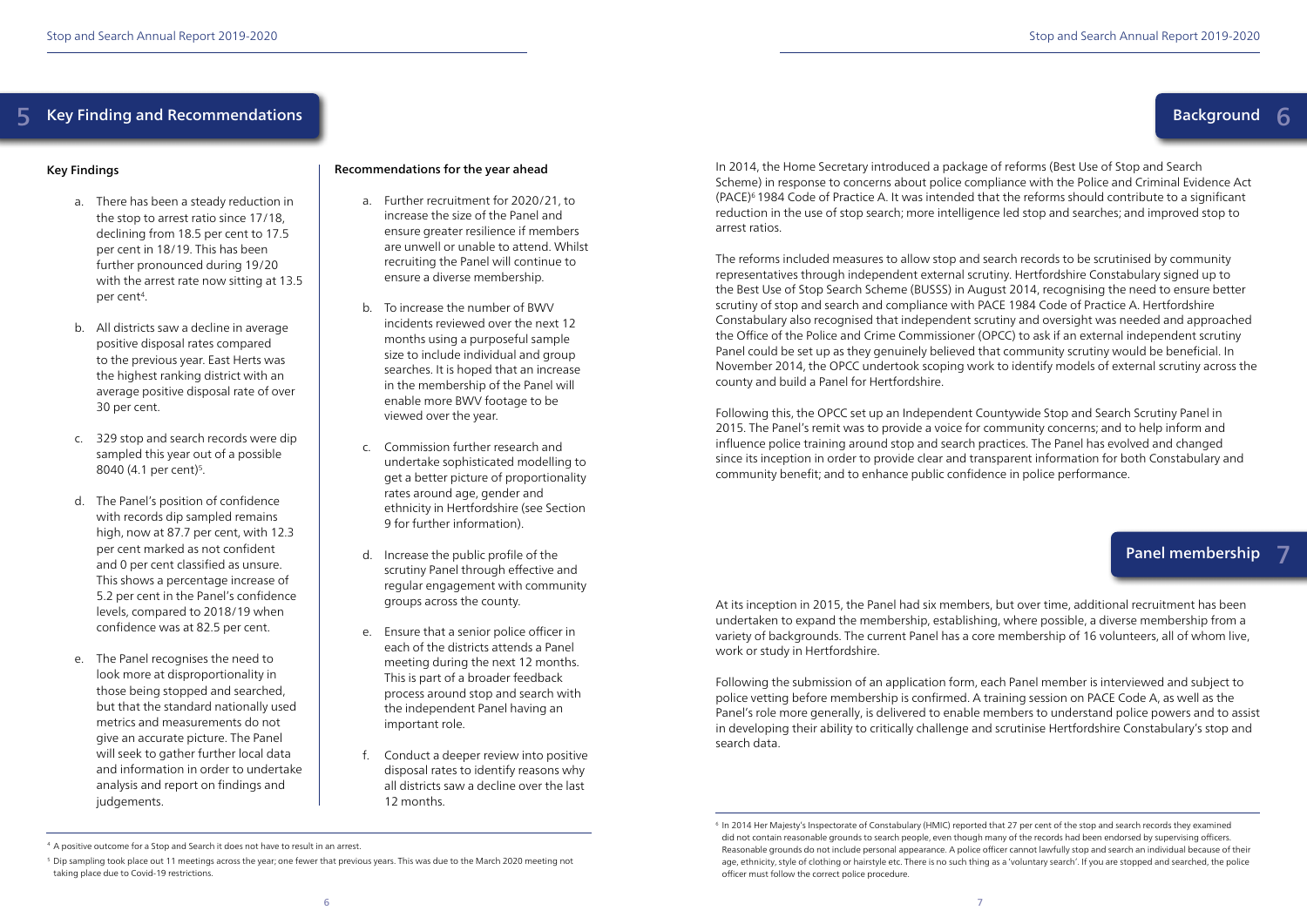## 5 Key Finding and Recommendations

### Key Findings

a. There has been a steady reduction in the stop to arrest ratio since 17/18, declining from 18.5 per cent to 17.5 per cent in 18/19. This has been further pronounced during 19/20 with the arrest rate now sitting at 13.5 per cent[4].

b. All districts saw a decline in average positive disposal rates compared to the previous year. East Herts was the highest ranking district with an average positive disposal rate of over 30 per cent.

c. 329 stop and search records were dip sampled this year out of a possible 8040 (4.1 per cent)[5].

d. The Panel's position of confidence with records dip sampled remains high, now at 87.7 per cent, with 12.3 per cent marked as not confident and 0 per cent classified as unsure. This shows a percentage increase of 5.2 per cent in the Panel's confidence levels, compared to 2018/19 when confidence was at 82.5 per cent.

e. The Panel recognises the need to look more at disproportionality in those being stopped and searched, but that the standard nationally used metrics and measurements do not give an accurate picture. The Panel will seek to gather further local data and information in order to undertake analysis and report on findings and judgements.

### Recommendations for the year ahead

a. Further recruitment for 2020/21, to increase the size of the Panel and ensure greater resilience if members are unwell or unable to attend. Whilst recruiting the Panel will continue to ensure a diverse membership.

b. To increase the number of BWV incidents reviewed over the next 12 months using a purposeful sample size to include individual and group searches. It is hoped that an increase in the membership of the Panel will enable more BWV footage to be viewed over the year.

c. Commission further research and undertake sophisticated modelling to get a better picture of proportionality rates around age, gender and ethnicity in Hertfordshire (see Section 9 for further information).

d. Increase the public profile of the scrutiny Panel through effective and regular engagement with community groups across the county.

e. Ensure that a senior police officer in each of the districts attends a Panel meeting during the next 12 months. This is part of a broader feedback process around stop and search with the independent Panel having an important role.

f. Conduct a deeper review into positive disposal rates to identify reasons why all districts saw a decline over the last 12 months.

[4] A positive outcome for a Stop and Search it does not have to result in an arrest.

[5] Dip sampling took place out 11 meetings across the year; one fewer that previous years. This was due to the March 2020 meeting not taking place due to Covid-19 restrictions.

## 6 Background

In 2014, the Home Secretary introduced a package of reforms (Best Use of Stop and Search Scheme) in response to concerns about police compliance with the Police and Criminal Evidence Act (PACE)[6] 1984 Code of Practice A. It was intended that the reforms should contribute to a significant reduction in the use of stop search; more intelligence led stop and searches; and improved stop to arrest ratios.

The reforms included measures to allow stop and search records to be scrutinised by community representatives through independent external scrutiny. Hertfordshire Constabulary signed up to the Best Use of Stop Search Scheme (BUSSS) in August 2014, recognising the need to ensure better scrutiny of stop and search and compliance with PACE 1984 Code of Practice A. Hertfordshire Constabulary also recognised that independent scrutiny and oversight was needed and approached the Office of the Police and Crime Commissioner (OPCC) to ask if an external independent scrutiny Panel could be set up as they genuinely believed that community scrutiny would be beneficial. In November 2014, the OPCC undertook scoping work to identify models of external scrutiny across the county and build a Panel for Hertfordshire.

Following this, the OPCC set up an Independent Countywide Stop and Search Scrutiny Panel in 2015. The Panel's remit was to provide a voice for community concerns; and to help inform and influence police training around stop and search practices. The Panel has evolved and changed since its inception in order to provide clear and transparent information for both Constabulary and community benefit; and to enhance public confidence in police performance.

## 7 Panel membership

At its inception in 2015, the Panel had six members, but over time, additional recruitment has been undertaken to expand the membership, establishing, where possible, a diverse membership from a variety of backgrounds. The current Panel has a core membership of 16 volunteers, all of whom live, work or study in Hertfordshire.

Following the submission of an application form, each Panel member is interviewed and subject to police vetting before membership is confirmed. A training session on PACE Code A, as well as the Panel's role more generally, is delivered to enable members to understand police powers and to assist in developing their ability to critically challenge and scrutinise Hertfordshire Constabulary's stop and search data.

[6] In 2014 Her Majesty's Inspectorate of Constabulary (HMIC) reported that 27 per cent of the stop and search records they examined did not contain reasonable grounds to search people, even though many of the records had been endorsed by supervising officers. Reasonable grounds do not include personal appearance. A police officer cannot lawfully stop and search an individual because of their age, ethnicity, style of clothing or hairstyle etc. There is no such thing as a 'voluntary search'. If you are stopped and searched, the police officer must follow the correct police procedure.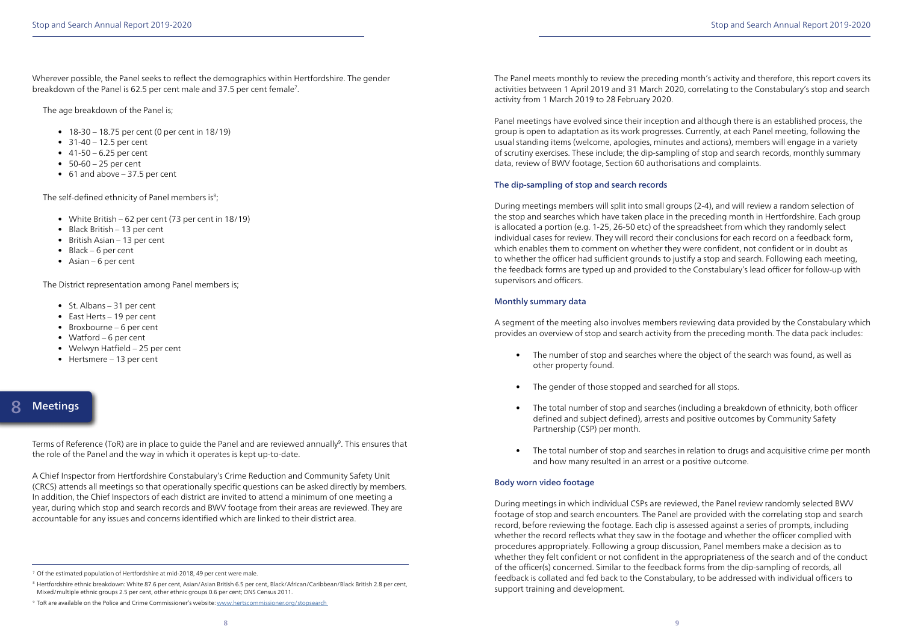Wherever possible, the Panel seeks to reflect the demographics within Hertfordshire. The gender breakdown of the Panel is 62.5 per cent male and 37.5 per cent female[7].

The age breakdown of the Panel is;

- 18-30 – 18.75 per cent (0 per cent in 18/19)
- 31-40 – 12.5 per cent
- 41-50 – 6.25 per cent
- 50-60 – 25 per cent
- 61 and above – 37.5 per cent

The self-defined ethnicity of Panel members is[8];

- White British – 62 per cent (73 per cent in 18/19)
- Black British – 13 per cent
- British Asian – 13 per cent
- Black – 6 per cent
- Asian – 6 per cent

The District representation among Panel members is;

- St. Albans – 31 per cent
- East Herts – 19 per cent
- Broxbourne – 6 per cent
- Watford – 6 per cent
- Welwyn Hatfield – 25 per cent
- Hertsmere – 13 per cent

# 8 Meetings

Terms of Reference (ToR) are in place to guide the Panel and are reviewed annually[9]. This ensures that the role of the Panel and the way in which it operates is kept up-to-date.

A Chief Inspector from Hertfordshire Constabulary's Crime Reduction and Community Safety Unit (CRCS) attends all meetings so that operationally specific questions can be asked directly by members. In addition, the Chief Inspectors of each district are invited to attend a minimum of one meeting a year, during which stop and search records and BWV footage from their areas are reviewed. They are accountable for any issues and concerns identified which are linked to their district area.

[7] Of the estimated population of Hertfordshire at mid-2018, 49 per cent were male.

[8] Hertfordshire ethnic breakdown: White 87.6 per cent, Asian/Asian British 6.5 per cent, Black/African/Caribbean/Black British 2.8 per cent, Mixed/multiple ethnic groups 2.5 per cent, other ethnic groups 0.6 per cent; ONS Census 2011.

[9] ToR are available on the Police and Crime Commissioner's website: www.hertscommissioner.org/stopsearch

The Panel meets monthly to review the preceding month's activity and therefore, this report covers its activities between 1 April 2019 and 31 March 2020, correlating to the Constabulary's stop and search activity from 1 March 2019 to 28 February 2020.

Panel meetings have evolved since their inception and although there is an established process, the group is open to adaptation as its work progresses. Currently, at each Panel meeting, following the usual standing items (welcome, apologies, minutes and actions), members will engage in a variety of scrutiny exercises. These include; the dip-sampling of stop and search records, monthly summary data, review of BWV footage, Section 60 authorisations and complaints.

### The dip-sampling of stop and search records

During meetings members will split into small groups (2-4), and will review a random selection of the stop and searches which have taken place in the preceding month in Hertfordshire. Each group is allocated a portion (e.g. 1-25, 26-50 etc) of the spreadsheet from which they randomly select individual cases for review. They will record their conclusions for each record on a feedback form, which enables them to comment on whether they were confident, not confident or in doubt as to whether the officer had sufficient grounds to justify a stop and search. Following each meeting, the feedback forms are typed up and provided to the Constabulary's lead officer for follow-up with supervisors and officers.

### Monthly summary data

A segment of the meeting also involves members reviewing data provided by the Constabulary which provides an overview of stop and search activity from the preceding month. The data pack includes:

- The number of stop and searches where the object of the search was found, as well as other property found.
- The gender of those stopped and searched for all stops.
- The total number of stop and searches (including a breakdown of ethnicity, both officer defined and subject defined), arrests and positive outcomes by Community Safety Partnership (CSP) per month.
- The total number of stop and searches in relation to drugs and acquisitive crime per month and how many resulted in an arrest or a positive outcome.

### Body worn video footage

During meetings in which individual CSPs are reviewed, the Panel review randomly selected BWV footage of stop and search encounters. The Panel are provided with the correlating stop and search record, before reviewing the footage. Each clip is assessed against a series of prompts, including whether the record reflects what they saw in the footage and whether the officer complied with procedures appropriately. Following a group discussion, Panel members make a decision as to whether they felt confident or not confident in the appropriateness of the search and of the conduct of the officer(s) concerned. Similar to the feedback forms from the dip-sampling of records, all feedback is collated and fed back to the Constabulary, to be addressed with individual officers to support training and development.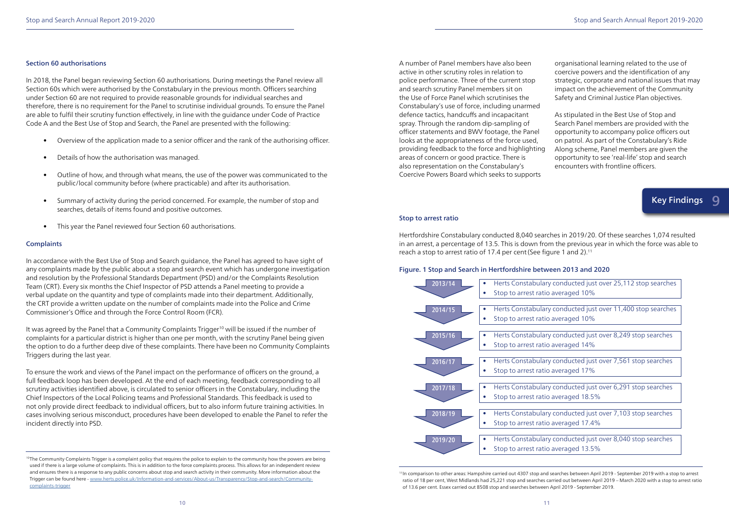### Section 60 authorisations

In 2018, the Panel began reviewing Section 60 authorisations. During meetings the Panel review all Section 60s which were authorised by the Constabulary in the previous month. Officers searching under Section 60 are not required to provide reasonable grounds for individual searches and therefore, there is no requirement for the Panel to scrutinise individual grounds. To ensure the Panel are able to fulfil their scrutiny function effectively, in line with the guidance under Code of Practice Code A and the Best Use of Stop and Search, the Panel are presented with the following:

- Overview of the application made to a senior officer and the rank of the authorising officer.
- Details of how the authorisation was managed.
- Outline of how, and through what means, the use of the power was communicated to the public/local community before (where practicable) and after its authorisation.
- Summary of activity during the period concerned. For example, the number of stop and searches, details of items found and positive outcomes.
- This year the Panel reviewed four Section 60 authorisations.

### Complaints

In accordance with the Best Use of Stop and Search guidance, the Panel has agreed to have sight of any complaints made by the public about a stop and search event which has undergone investigation and resolution by the Professional Standards Department (PSD) and/or the Complaints Resolution Team (CRT). Every six months the Chief Inspector of PSD attends a Panel meeting to provide a verbal update on the quantity and type of complaints made into their department. Additionally, the CRT provide a written update on the number of complaints made into the Police and Crime Commissioner's Office and through the Force Control Room (FCR).

It was agreed by the Panel that a Community Complaints Trigger[10] will be issued if the number of complaints for a particular district is higher than one per month, with the scrutiny Panel being given the option to do a further deep dive of these complaints. There have been no Community Complaints Triggers during the last year.

To ensure the work and views of the Panel impact on the performance of officers on the ground, a full feedback loop has been developed. At the end of each meeting, feedback corresponding to all scrutiny activities identified above, is circulated to senior officers in the Constabulary, including the Chief Inspectors of the Local Policing teams and Professional Standards. This feedback is used to not only provide direct feedback to individual officers, but to also inform future training activities. In cases involving serious misconduct, procedures have been developed to enable the Panel to refer the incident directly into PSD.

[10] The Community Complaints Trigger is a complaint policy that requires the police to explain to the community how the powers are being used if there is a large volume of complaints. This is in addition to the force complaints process. This allows for an independent review and ensures there is a response to any public concerns about stop and search activity in their community. More information about the Trigger can be found here - www.herts.police.uk/Information-and-services/About-us/Transparency/Stop-and-search/Community-complaints-trigger

A number of Panel members have also been active in other scrutiny roles in relation to police performance. Three of the current stop and search scrutiny Panel members sit on the Use of Force Panel which scrutinises the Constabulary's use of force, including unarmed defence tactics, handcuffs and incapacitant spray. Through the random dip-sampling of officer statements and BWV footage, the Panel looks at the appropriateness of the force used, providing feedback to the force and highlighting areas of concern or good practice. There is also representation on the Constabulary's Coercive Powers Board which seeks to supports organisational learning related to the use of coercive powers and the identification of any strategic, corporate and national issues that may impact on the achievement of the Community Safety and Criminal Justice Plan objectives.

As stipulated in the Best Use of Stop and Search Panel members are provided with the opportunity to accompany police officers out on patrol. As part of the Constabulary's Ride Along scheme, Panel members are given the opportunity to see 'real-life' stop and search encounters with frontline officers.

# 9 Key Findings

### Stop to arrest ratio

Hertfordshire Constabulary conducted 8,040 searches in 2019/20. Of these searches 1,074 resulted in an arrest, a percentage of 13.5. This is down from the previous year in which the force was able to reach a stop to arrest ratio of 17.4 per cent (See figure 1 and 2).[11]

#### Figure. 1 Stop and Search in Hertfordshire between 2013 and 2020

**2013/14**
- Herts Constabulary conducted just over 25,112 stop searches
- Stop to arrest ratio averaged 10%

**2014/15**
- Herts Constabulary conducted just over 11,400 stop searches
- Stop to arrest ratio averaged 10%

**2015/16**
- Herts Constabulary conducted just over 8,249 stop searches
- Stop to arrest ratio averaged 14%

**2016/17**
- Herts Constabulary conducted just over 7,561 stop searches
- Stop to arrest ratio averaged 17%

**2017/18**
- Herts Constabulary conducted just over 6,291 stop searches
- Stop to arrest ratio averaged 18.5%

**2018/19**
- Herts Constabulary conducted just over 7,103 stop searches
- Stop to arrest ratio averaged 17.4%

**2019/20**
- Herts Constabulary conducted just over 8,040 stop searches
- Stop to arrest ratio averaged 13.5%

[11] In comparison to other areas: Hampshire carried out 4307 stop and searches between April 2019 - September 2019 with a stop to arrest ratio of 18 per cent, West Midlands had 25,221 stop and searches carried out between April 2019 – March 2020 with a stop to arrest ratio of 13.6 per cent. Essex carried out 8508 stop and searches between April 2019 - September 2019.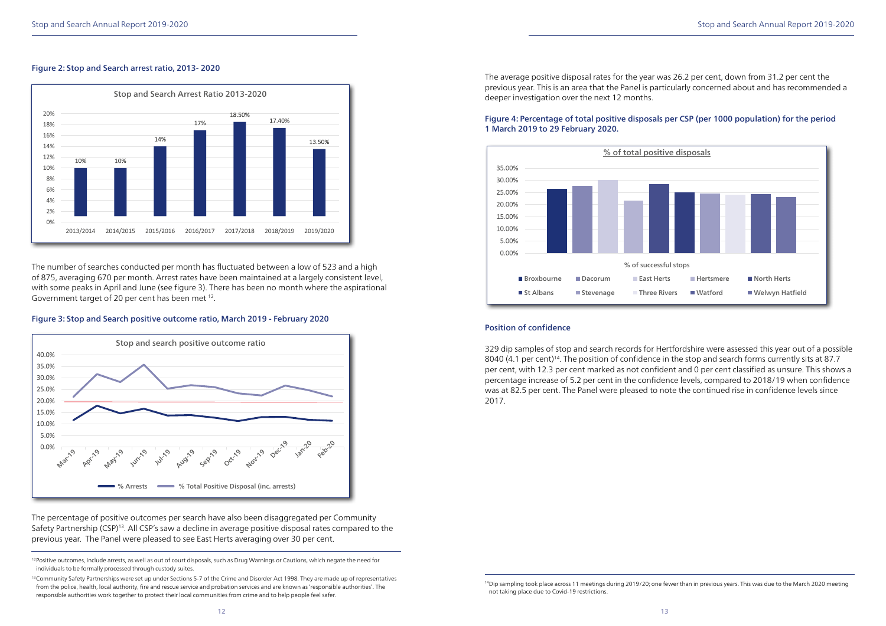**Figure 2: Stop and Search arrest ratio, 2013- 2020**

Stop and Search Arrest Ratio 2013-2020

| Year | Arrest Ratio |
|---|---|
| 2013/2014 | 10% |
| 2014/2015 | 10% |
| 2015/2016 | 14% |
| 2016/2017 | 17% |
| 2017/2018 | 18.50% |
| 2018/2019 | 17.40% |
| 2019/2020 | 13.50% |

The number of searches conducted per month has fluctuated between a low of 523 and a high of 875, averaging 670 per month. Arrest rates have been maintained at a largely consistent level, with some peaks in April and June (see figure 3). There has been no month where the aspirational Government target of 20 per cent has been met [12].

**Figure 3: Stop and Search positive outcome ratio, March 2019 - February 2020**

Stop and search positive outcome ratio

(Line chart: % Arrests; % Total Positive Disposal (inc. arrests); months Mar-19 to Feb-20)

The percentage of positive outcomes per search have also been disaggregated per Community Safety Partnership (CSP)[13]. All CSP's saw a decline in average positive disposal rates compared to the previous year. The Panel were pleased to see East Herts averaging over 30 per cent.

The average positive disposal rates for the year was 26.2 per cent, down from 31.2 per cent the previous year. This is an area that the Panel is particularly concerned about and has recommended a deeper investigation over the next 12 months.

**Figure 4: Percentage of total positive disposals per CSP (per 1000 population) for the period 1 March 2019 to 29 February 2020.**

% of total positive disposals

(Bar chart: % of successful stops — Broxbourne, Dacorum, East Herts, Hertsmere, North Herts, St Albans, Stevenage, Three Rivers, Watford, Welwyn Hatfield)

### Position of confidence

329 dip samples of stop and search records for Hertfordshire were assessed this year out of a possible 8040 (4.1 per cent)[14]. The position of confidence in the stop and search forms currently sits at 87.7 per cent, with 12.3 per cent marked as not confident and 0 per cent classified as unsure. This shows a percentage increase of 5.2 per cent in the confidence levels, compared to 2018/19 when confidence was at 82.5 per cent. The Panel were pleased to note the continued rise in confidence levels since 2017.

---

[12] Positive outcomes, include arrests, as well as out of court disposals, such as Drug Warnings or Cautions, which negate the need for individuals to be formally processed through custody suites.

[13] Community Safety Partnerships were set up under Sections 5-7 of the Crime and Disorder Act 1998. They are made up of representatives from the police, health, local authority, fire and rescue service and probation services and are known as 'responsible authorities'. The responsible authorities work together to protect their local communities from crime and to help people feel safer.

[14] Dip sampling took place across 11 meetings during 2019/20; one fewer than in previous years. This was due to the March 2020 meeting not taking place due to Covid-19 restrictions.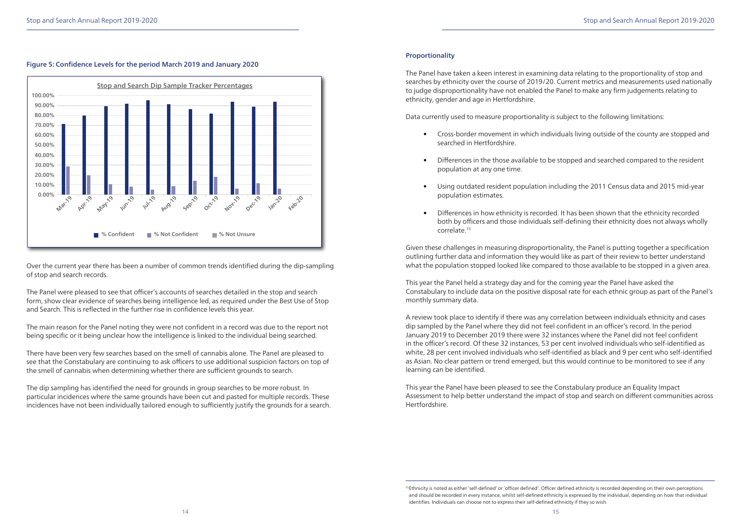#### Figure 5: Confidence Levels for the period March 2019 and January 2020

Over the current year there has been a number of common trends identified during the dip-sampling of stop and search records.

The Panel were pleased to see that officer's accounts of searches detailed in the stop and search form, show clear evidence of searches being intelligence led, as required under the Best Use of Stop and Search. This is reflected in the further rise in confidence levels this year.

The main reason for the Panel noting they were not confident in a record was due to the report not being specific or it being unclear how the intelligence is linked to the individual being searched.

There have been very few searches based on the smell of cannabis alone. The Panel are pleased to see that the Constabulary are continuing to ask officers to use additional suspicion factors on top of the smell of cannabis when determining whether there are sufficient grounds to search.

The dip sampling has identified the need for grounds in group searches to be more robust. In particular incidences where the same grounds have been cut and pasted for multiple records. These incidences have not been individually tailored enough to sufficiently justify the grounds for a search.

#### Proportionality

The Panel have taken a keen interest in examining data relating to the proportionality of stop and searches by ethnicity over the course of 2019/20. Current metrics and measurements used nationally to judge disproportionality have not enabled the Panel to make any firm judgements relating to ethnicity, gender and age in Hertfordshire.

Data currently used to measure proportionality is subject to the following limitations:

- Cross-border movement in which individuals living outside of the county are stopped and searched in Hertfordshire.
- Differences in the those available to be stopped and searched compared to the resident population at any one time.
- Using outdated resident population including the 2011 Census data and 2015 mid-year population estimates.
- Differences in how ethnicity is recorded. It has been shown that the ethnicity recorded both by officers and those individuals self-defining their ethnicity does not always wholly correlate.[15]

Given these challenges in measuring disproportionality, the Panel is putting together a specification outlining further data and information they would like as part of their review to better understand what the population stopped looked like compared to those available to be stopped in a given area.

This year the Panel held a strategy day and for the coming year the Panel have asked the Constabulary to include data on the positive disposal rate for each ethnic group as part of the Panel's monthly summary data.

A review took place to identify if there was any correlation between individuals ethnicity and cases dip sampled by the Panel where they did not feel confident in an officer's record. In the period January 2019 to December 2019 there were 32 instances where the Panel did not feel confident in the officer's record. Of these 32 instances, 53 per cent involved individuals who self-identified as white, 28 per cent involved individuals who self-identified as black and 9 per cent who self-identified as Asian. No clear pattern or trend emerged, but this would continue to be monitored to see if any learning can be identified.

This year the Panel have been pleased to see the Constabulary produce an Equality Impact Assessment to help better understand the impact of stop and search on different communities across Hertfordshire.

[15] Ethnicity is noted as either 'self-defined' or 'officer defined'. Officer defined ethnicity is recorded depending on their own perceptions and should be recorded in every instance, whilst self-defined ethnicity is expressed by the individual, depending on how that individual identifies. Individuals can choose not to express their self-defined ethnicity if they so wish.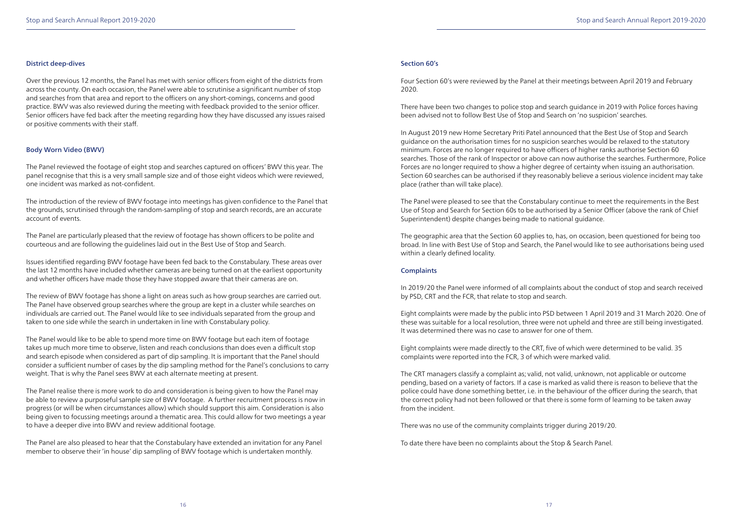### District deep-dives

Over the previous 12 months, the Panel has met with senior officers from eight of the districts from across the county. On each occasion, the Panel were able to scrutinise a significant number of stop and searches from that area and report to the officers on any short-comings, concerns and good practice. BWV was also reviewed during the meeting with feedback provided to the senior officer. Senior officers have fed back after the meeting regarding how they have discussed any issues raised or positive comments with their staff.

### Body Worn Video (BWV)

The Panel reviewed the footage of eight stop and searches captured on officers' BWV this year. The panel recognise that this is a very small sample size and of those eight videos which were reviewed, one incident was marked as not-confident.

The introduction of the review of BWV footage into meetings has given confidence to the Panel that the grounds, scrutinised through the random-sampling of stop and search records, are an accurate account of events.

The Panel are particularly pleased that the review of footage has shown officers to be polite and courteous and are following the guidelines laid out in the Best Use of Stop and Search.

Issues identified regarding BWV footage have been fed back to the Constabulary. These areas over the last 12 months have included whether cameras are being turned on at the earliest opportunity and whether officers have made those they have stopped aware that their cameras are on.

The review of BWV footage has shone a light on areas such as how group searches are carried out. The Panel have observed group searches where the group are kept in a cluster while searches on individuals are carried out. The Panel would like to see individuals separated from the group and taken to one side while the search in undertaken in line with Constabulary policy.

The Panel would like to be able to spend more time on BWV footage but each item of footage takes up much more time to observe, listen and reach conclusions than does even a difficult stop and search episode when considered as part of dip sampling. It is important that the Panel should consider a sufficient number of cases by the dip sampling method for the Panel's conclusions to carry weight. That is why the Panel sees BWV at each alternate meeting at present.

The Panel realise there is more work to do and consideration is being given to how the Panel may be able to review a purposeful sample size of BWV footage. A further recruitment process is now in progress (or will be when circumstances allow) which should support this aim. Consideration is also being given to focussing meetings around a thematic area. This could allow for two meetings a year to have a deeper dive into BWV and review additional footage.

The Panel are also pleased to hear that the Constabulary have extended an invitation for any Panel member to observe their 'in house' dip sampling of BWV footage which is undertaken monthly.

### Section 60's

Four Section 60's were reviewed by the Panel at their meetings between April 2019 and February 2020.

There have been two changes to police stop and search guidance in 2019 with Police forces having been advised not to follow Best Use of Stop and Search on 'no suspicion' searches.

In August 2019 new Home Secretary Priti Patel announced that the Best Use of Stop and Search guidance on the authorisation times for no suspicion searches would be relaxed to the statutory minimum. Forces are no longer required to have officers of higher ranks authorise Section 60 searches. Those of the rank of Inspector or above can now authorise the searches. Furthermore, Police Forces are no longer required to show a higher degree of certainty when issuing an authorisation. Section 60 searches can be authorised if they reasonably believe a serious violence incident may take place (rather than will take place).

The Panel were pleased to see that the Constabulary continue to meet the requirements in the Best Use of Stop and Search for Section 60s to be authorised by a Senior Officer (above the rank of Chief Superintendent) despite changes being made to national guidance.

The geographic area that the Section 60 applies to, has, on occasion, been questioned for being too broad. In line with Best Use of Stop and Search, the Panel would like to see authorisations being used within a clearly defined locality.

### Complaints

In 2019/20 the Panel were informed of all complaints about the conduct of stop and search received by PSD, CRT and the FCR, that relate to stop and search.

Eight complaints were made by the public into PSD between 1 April 2019 and 31 March 2020. One of these was suitable for a local resolution, three were not upheld and three are still being investigated. It was determined there was no case to answer for one of them.

Eight complaints were made directly to the CRT, five of which were determined to be valid. 35 complaints were reported into the FCR, 3 of which were marked valid.

The CRT managers classify a complaint as; valid, not valid, unknown, not applicable or outcome pending, based on a variety of factors. If a case is marked as valid there is reason to believe that the police could have done something better, i.e. in the behaviour of the officer during the search, that the correct policy had not been followed or that there is some form of learning to be taken away from the incident.

There was no use of the community complaints trigger during 2019/20.

To date there have been no complaints about the Stop & Search Panel.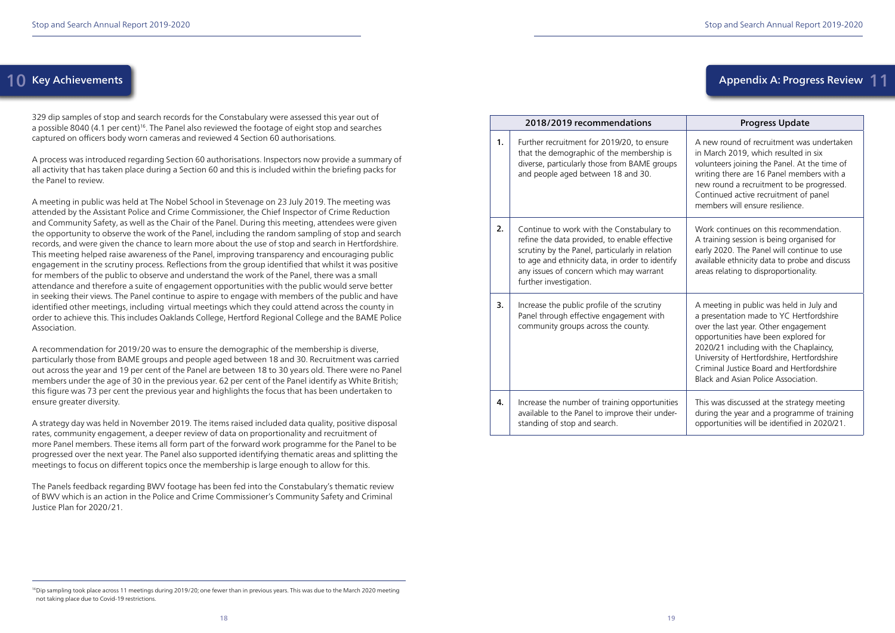## 10 Key Achievements

329 dip samples of stop and search records for the Constabulary were assessed this year out of a possible 8040 (4.1 per cent)[16]. The Panel also reviewed the footage of eight stop and searches captured on officers body worn cameras and reviewed 4 Section 60 authorisations.

A process was introduced regarding Section 60 authorisations. Inspectors now provide a summary of all activity that has taken place during a Section 60 and this is included within the briefing packs for the Panel to review.

A meeting in public was held at The Nobel School in Stevenage on 23 July 2019. The meeting was attended by the Assistant Police and Crime Commissioner, the Chief Inspector of Crime Reduction and Community Safety, as well as the Chair of the Panel. During this meeting, attendees were given the opportunity to observe the work of the Panel, including the random sampling of stop and search records, and were given the chance to learn more about the use of stop and search in Hertfordshire. This meeting helped raise awareness of the Panel, improving transparency and encouraging public engagement in the scrutiny process. Reflections from the group identified that whilst it was positive for members of the public to observe and understand the work of the Panel, there was a small attendance and therefore a suite of engagement opportunities with the public would serve better in seeking their views. The Panel continue to aspire to engage with members of the public and have identified other meetings, including virtual meetings which they could attend across the county in order to achieve this. This includes Oaklands College, Hertford Regional College and the BAME Police Association.

A recommendation for 2019/20 was to ensure the demographic of the membership is diverse, particularly those from BAME groups and people aged between 18 and 30. Recruitment was carried out across the year and 19 per cent of the Panel are between 18 to 30 years old. There were no Panel members under the age of 30 in the previous year. 62 per cent of the Panel identify as White British; this figure was 73 per cent the previous year and highlights the focus that has been undertaken to ensure greater diversity.

A strategy day was held in November 2019. The items raised included data quality, positive disposal rates, community engagement, a deeper review of data on proportionality and recruitment of more Panel members. These items all form part of the forward work programme for the Panel to be progressed over the next year. The Panel also supported identifying thematic areas and splitting the meetings to focus on different topics once the membership is large enough to allow for this.

The Panels feedback regarding BWV footage has been fed into the Constabulary's thematic review of BWV which is an action in the Police and Crime Commissioner's Community Safety and Criminal Justice Plan for 2020/21.

[16] Dip sampling took place across 11 meetings during 2019/20; one fewer than in previous years. This was due to the March 2020 meeting not taking place due to Covid-19 restrictions.

## Appendix A: Progress Review 11

| | 2018/2019 recommendations | Progress Update |
|---|---|---|
| **1.** | Further recruitment for 2019/20, to ensure that the demographic of the membership is diverse, particularly those from BAME groups and people aged between 18 and 30. | A new round of recruitment was undertaken in March 2019, which resulted in six volunteers joining the Panel. At the time of writing there are 16 Panel members with a new round a recruitment to be progressed. Continued active recruitment of panel members will ensure resilience. |
| **2.** | Continue to work with the Constabulary to refine the data provided, to enable effective scrutiny by the Panel, particularly in relation to age and ethnicity data, in order to identify any issues of concern which may warrant further investigation. | Work continues on this recommendation. A training session is being organised for early 2020. The Panel will continue to use available ethnicity data to probe and discuss areas relating to disproportionality. |
| **3.** | Increase the public profile of the scrutiny Panel through effective engagement with community groups across the county. | A meeting in public was held in July and a presentation made to YC Hertfordshire over the last year. Other engagement opportunities have been explored for 2020/21 including with the Chaplaincy, University of Hertfordshire, Hertfordshire Criminal Justice Board and Hertfordshire Black and Asian Police Association. |
| **4.** | Increase the number of training opportunities available to the Panel to improve their under-standing of stop and search. | This was discussed at the strategy meeting during the year and a programme of training opportunities will be identified in 2020/21. |